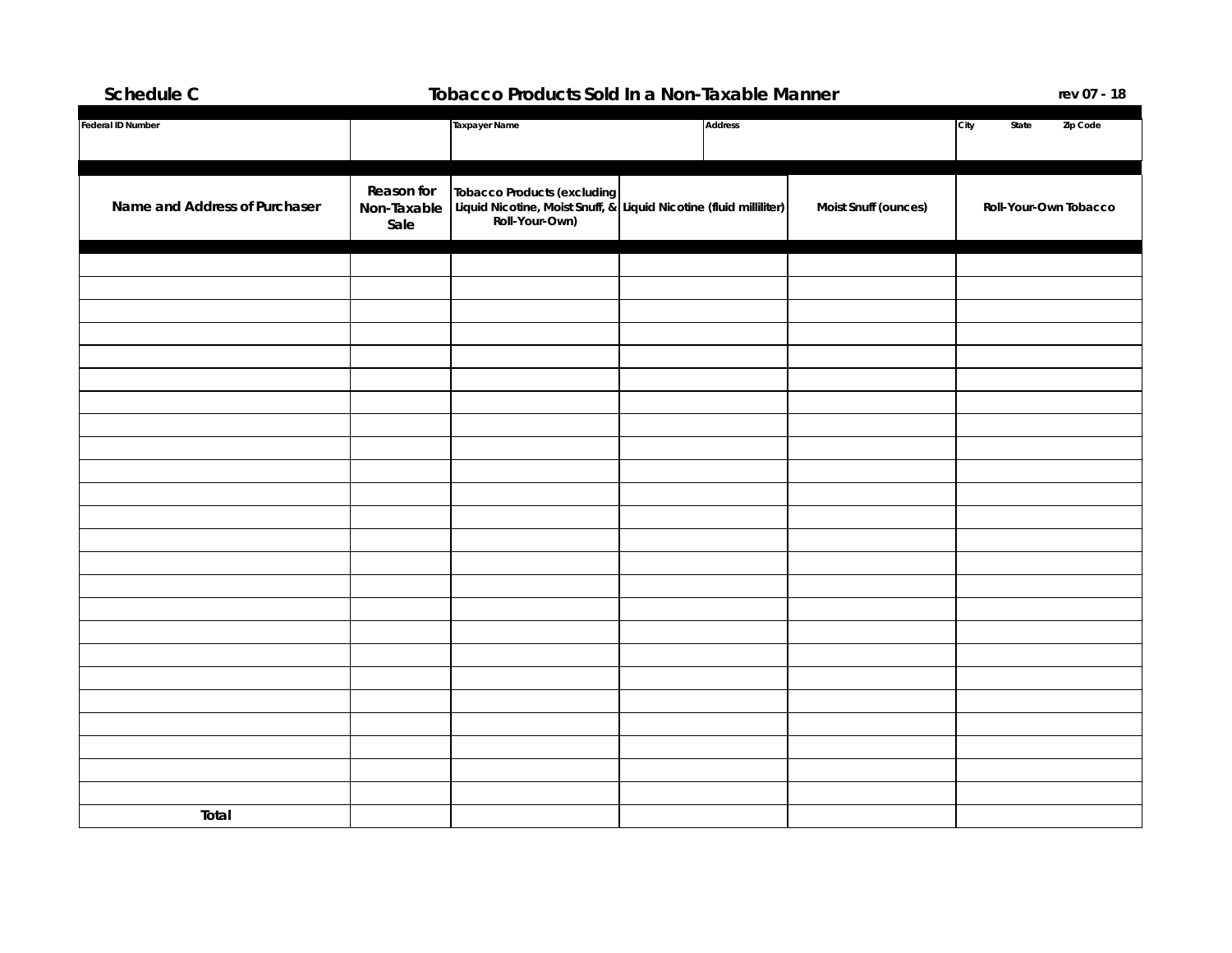**Schedule C** **Tobacco Products Sold In a Non-Taxable Manner** rev 07 - 18

| Federal ID Number | | Taxpayer Name | Address | City State Zip Code |
|---|---|---|---|---|
| | | | | |

| Name and Address of Purchaser | Reason for Non-Taxable Sale | Tobacco Products (excluding Liquid Nicotine, Moist Snuff, & Roll-Your-Own) | Liquid Nicotine (fluid milliliter) | Moist Snuff (ounces) | Roll-Your-Own Tobacco |
|---|---|---|---|---|---|
| | | | | | |
| | | | | | |
| | | | | | |
| | | | | | |
| | | | | | |
| | | | | | |
| | | | | | |
| | | | | | |
| | | | | | |
| | | | | | |
| | | | | | |
| | | | | | |
| | | | | | |
| | | | | | |
| | | | | | |
| | | | | | |
| | | | | | |
| | | | | | |
| | | | | | |
| | | | | | |
| | | | | | |
| | | | | | |
| | | | | | |
| | | | | | |
| **Total** | | | | | |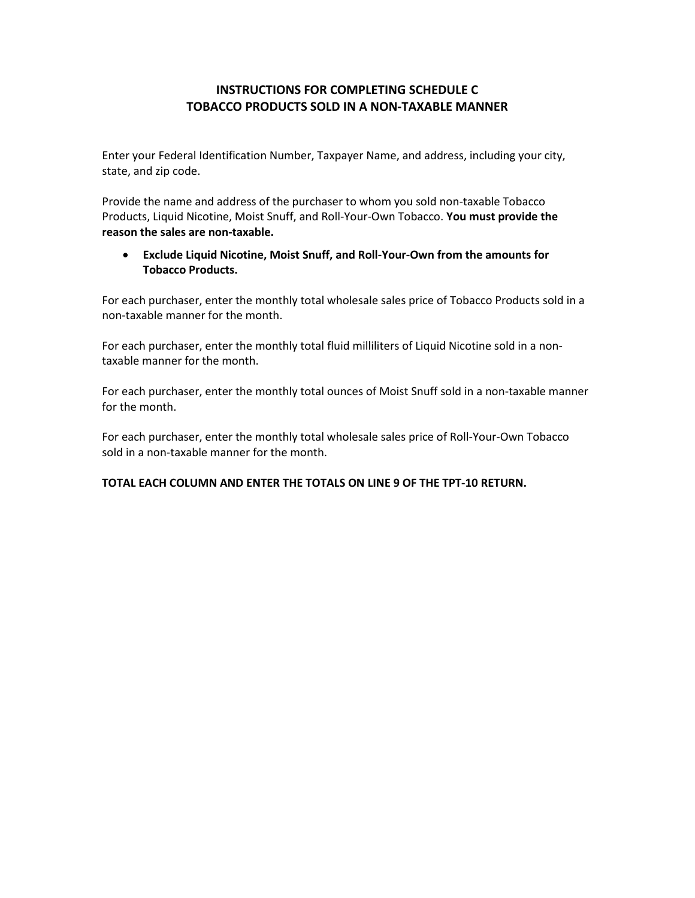# INSTRUCTIONS FOR COMPLETING SCHEDULE C
# TOBACCO PRODUCTS SOLD IN A NON-TAXABLE MANNER

Enter your Federal Identification Number, Taxpayer Name, and address, including your city, state, and zip code.

Provide the name and address of the purchaser to whom you sold non-taxable Tobacco Products, Liquid Nicotine, Moist Snuff, and Roll-Your-Own Tobacco. **You must provide the reason the sales are non-taxable.**

- **Exclude Liquid Nicotine, Moist Snuff, and Roll-Your-Own from the amounts for Tobacco Products.**

For each purchaser, enter the monthly total wholesale sales price of Tobacco Products sold in a non-taxable manner for the month.

For each purchaser, enter the monthly total fluid milliliters of Liquid Nicotine sold in a non-taxable manner for the month.

For each purchaser, enter the monthly total ounces of Moist Snuff sold in a non-taxable manner for the month.

For each purchaser, enter the monthly total wholesale sales price of Roll-Your-Own Tobacco sold in a non-taxable manner for the month.

**TOTAL EACH COLUMN AND ENTER THE TOTALS ON LINE 9 OF THE TPT-10 RETURN.**